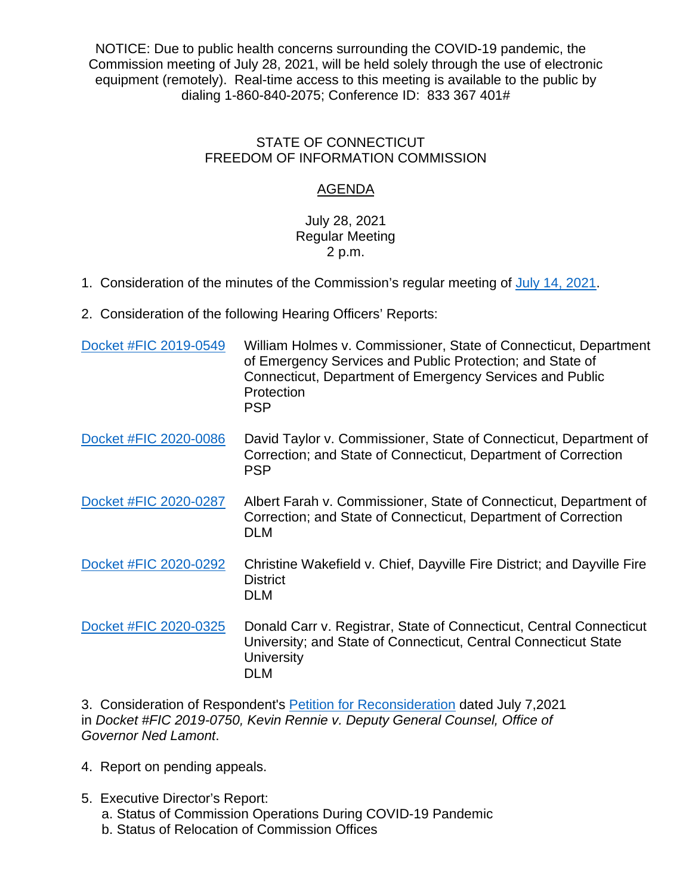NOTICE: Due to public health concerns surrounding the COVID-19 pandemic, the Commission meeting of July 28, 2021, will be held solely through the use of electronic equipment (remotely). Real-time access to this meeting is available to the public by dialing 1-860-840-2075; Conference ID: 833 367 401#

STATE OF CONNECTICUT
FREEDOM OF INFORMATION COMMISSION

## AGENDA

July 28, 2021
Regular Meeting
2 p.m.

1. Consideration of the minutes of the Commission's regular meeting of July 14, 2021.

2. Consideration of the following Hearing Officers' Reports:

| | |
|---|---|
| Docket #FIC 2019-0549 | William Holmes v. Commissioner, State of Connecticut, Department of Emergency Services and Public Protection; and State of Connecticut, Department of Emergency Services and Public Protection<br>PSP |
| Docket #FIC 2020-0086 | David Taylor v. Commissioner, State of Connecticut, Department of Correction; and State of Connecticut, Department of Correction<br>PSP |
| Docket #FIC 2020-0287 | Albert Farah v. Commissioner, State of Connecticut, Department of Correction; and State of Connecticut, Department of Correction<br>DLM |
| Docket #FIC 2020-0292 | Christine Wakefield v. Chief, Dayville Fire District; and Dayville Fire District<br>DLM |
| Docket #FIC 2020-0325 | Donald Carr v. Registrar, State of Connecticut, Central Connecticut University; and State of Connecticut, Central Connecticut State University<br>DLM |

3. Consideration of Respondent's Petition for Reconsideration dated July 7,2021 in *Docket #FIC 2019-0750, Kevin Rennie v. Deputy General Counsel, Office of Governor Ned Lamont*.

4. Report on pending appeals.

5. Executive Director's Report:
   a. Status of Commission Operations During COVID-19 Pandemic
   b. Status of Relocation of Commission Offices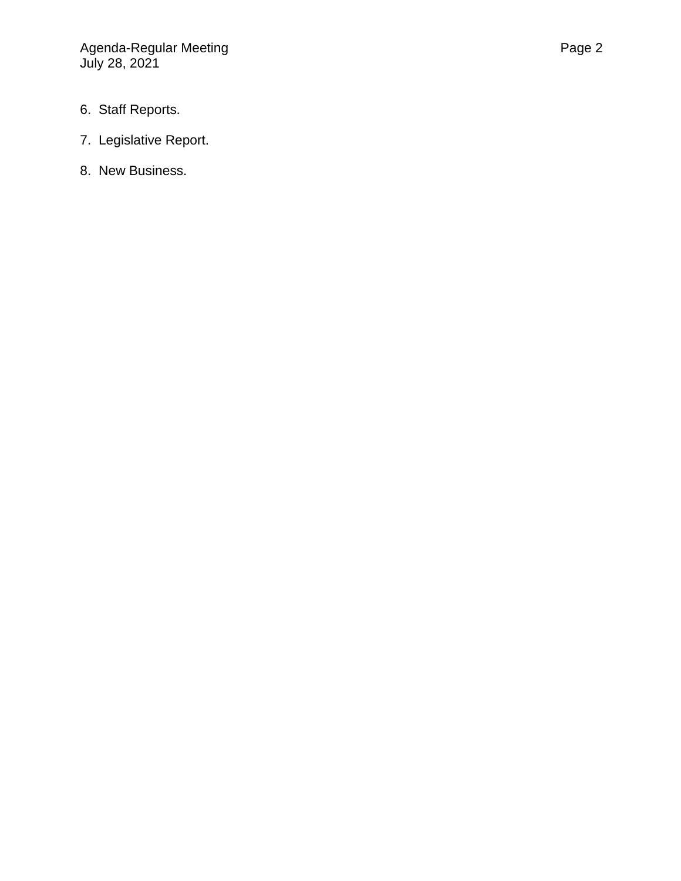6. Staff Reports.

7. Legislative Report.

8. New Business.